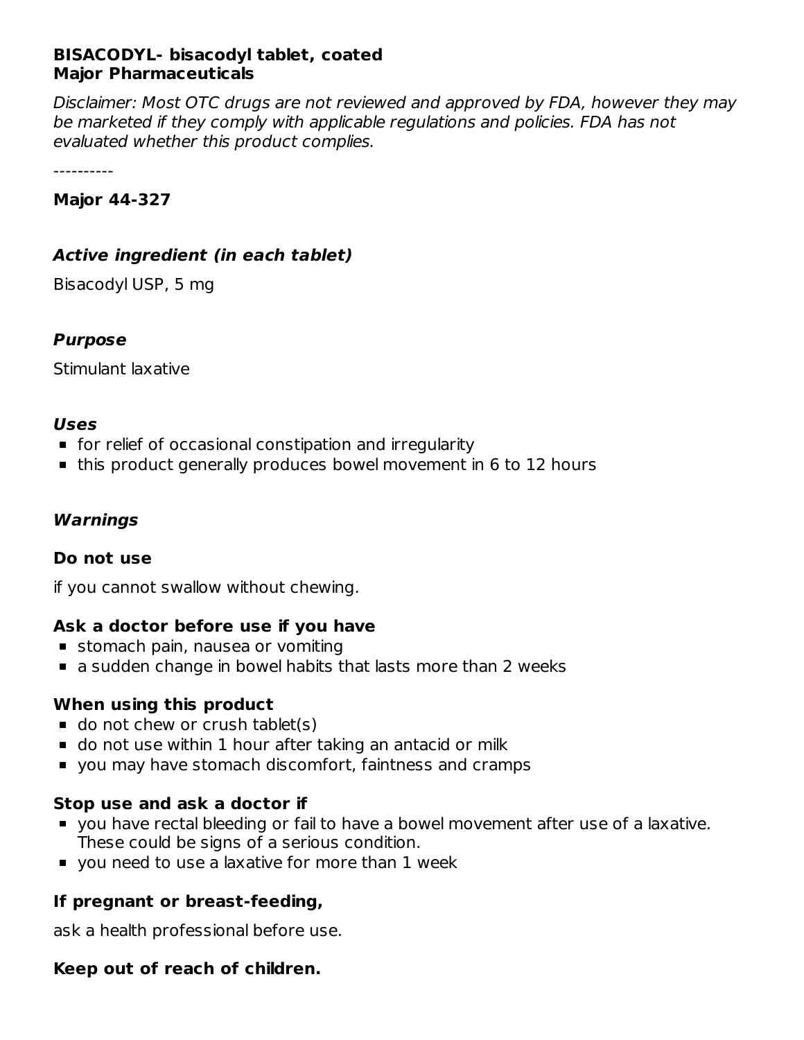**BISACODYL- bisacodyl tablet, coated**
**Major Pharmaceuticals**

*Disclaimer: Most OTC drugs are not reviewed and approved by FDA, however they may be marketed if they comply with applicable regulations and policies. FDA has not evaluated whether this product complies.*

----------

**Major 44-327**

### *Active ingredient (in each tablet)*

Bisacodyl USP, 5 mg

### *Purpose*

Stimulant laxative

### *Uses*

- for relief of occasional constipation and irregularity
- this product generally produces bowel movement in 6 to 12 hours

### *Warnings*

#### Do not use

if you cannot swallow without chewing.

#### Ask a doctor before use if you have

- stomach pain, nausea or vomiting
- a sudden change in bowel habits that lasts more than 2 weeks

#### When using this product

- do not chew or crush tablet(s)
- do not use within 1 hour after taking an antacid or milk
- you may have stomach discomfort, faintness and cramps

#### Stop use and ask a doctor if

- you have rectal bleeding or fail to have a bowel movement after use of a laxative. These could be signs of a serious condition.
- you need to use a laxative for more than 1 week

#### If pregnant or breast-feeding,

ask a health professional before use.

#### Keep out of reach of children.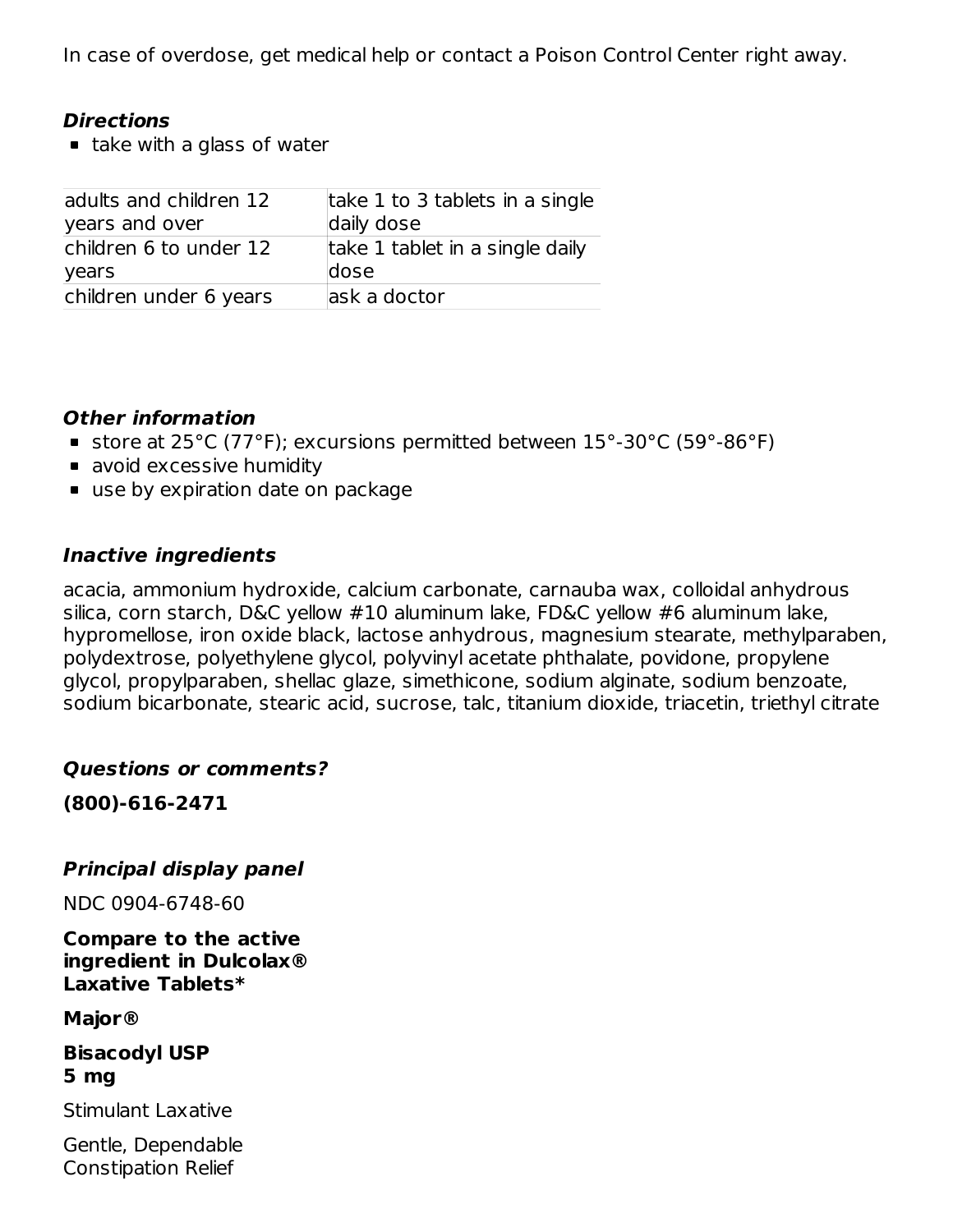In case of overdose, get medical help or contact a Poison Control Center right away.

***Directions***

- take with a glass of water

| | |
|---|---|
| adults and children 12 years and over | take 1 to 3 tablets in a single daily dose |
| children 6 to under 12 years | take 1 tablet in a single daily dose |
| children under 6 years | ask a doctor |

***Other information***

- store at 25°C (77°F); excursions permitted between 15°-30°C (59°-86°F)
- avoid excessive humidity
- use by expiration date on package

***Inactive ingredients***

acacia, ammonium hydroxide, calcium carbonate, carnauba wax, colloidal anhydrous silica, corn starch, D&C yellow #10 aluminum lake, FD&C yellow #6 aluminum lake, hypromellose, iron oxide black, lactose anhydrous, magnesium stearate, methylparaben, polydextrose, polyethylene glycol, polyvinyl acetate phthalate, povidone, propylene glycol, propylparaben, shellac glaze, simethicone, sodium alginate, sodium benzoate, sodium bicarbonate, stearic acid, sucrose, talc, titanium dioxide, triacetin, triethyl citrate

***Questions or comments?***

**(800)-616-2471**

***Principal display panel***

NDC 0904-6748-60

**Compare to the active ingredient in Dulcolax® Laxative Tablets***

**Major®**

**Bisacodyl USP**
**5 mg**

Stimulant Laxative

Gentle, Dependable
Constipation Relief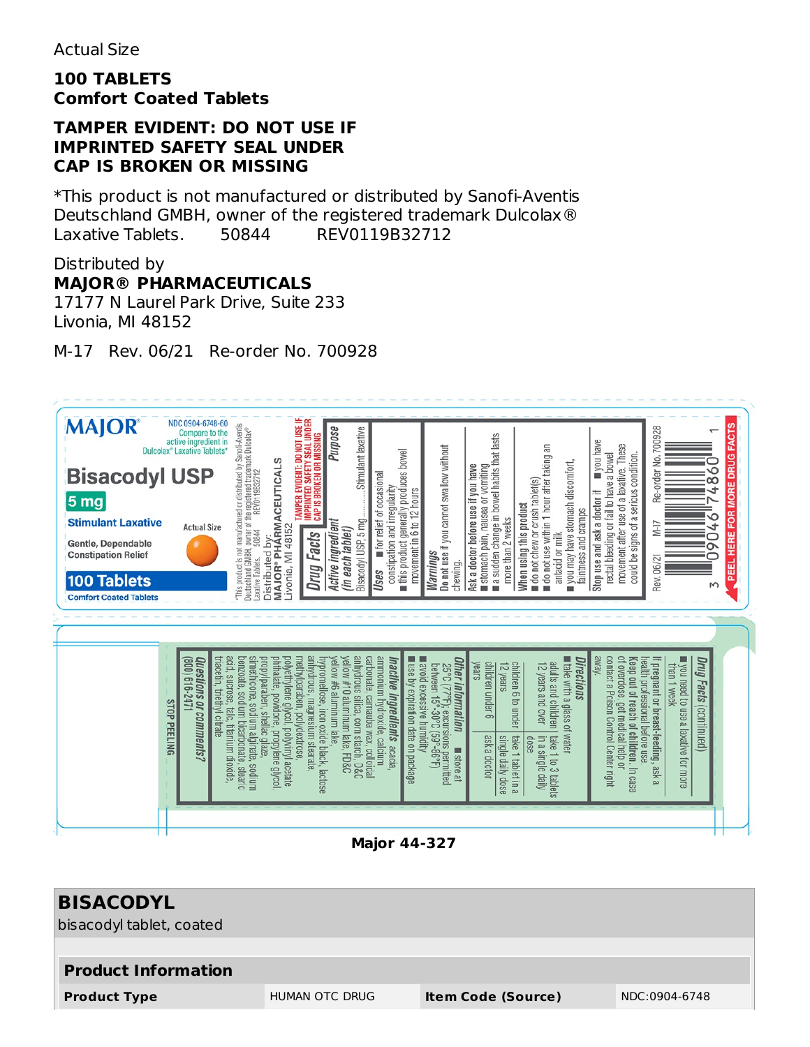Actual Size

**100 TABLETS**
**Comfort Coated Tablets**

**TAMPER EVIDENT: DO NOT USE IF IMPRINTED SAFETY SEAL UNDER CAP IS BROKEN OR MISSING**

*This product is not manufactured or distributed by Sanofi-Aventis Deutschland GMBH, owner of the registered trademark Dulcolax® Laxative Tablets. 50844 REV0119B32712

Distributed by
**MAJOR® PHARMACEUTICALS**
17177 N Laurel Park Drive, Suite 233
Livonia, MI 48152

M-17 Rev. 06/21 Re-order No. 700928

MAJOR® NDC 0904-6748-60 Compare to the active ingredient in Dulcolax® Laxative Tablets*

**Bisacodyl USP**
**5 mg**
**Stimulant Laxative**
Gentle, Dependable Constipation Relief
Actual Size
**100 Tablets**
Comfort Coated Tablets

*This product is not manufactured or distributed by Sanofi-Aventis Deutschland GMBH, owner of the registered trademark Dulcolax® Laxative Tablets. 50844 REV0119B32712
Distributed by:
MAJOR® PHARMACEUTICALS
Livonia, MI 48152

TAMPER EVIDENT: DO NOT USE IF IMPRINTED SAFETY SEAL UNDER CAP IS BROKEN OR MISSING

**Drug Facts**

| Active ingredient (in each tablet) | Purpose |
| --- | --- |
| Bisacodyl USP, 5 mg | Stimulant laxative |

**Uses**
- for relief of occasional constipation and irregularity
- this product generally produces bowel movement in 6 to 12 hours

**Warnings**
**Do not use** if you cannot swallow without chewing.

**Ask a doctor before use if you have**
- stomach pain, nausea or vomiting
- a sudden change in bowel habits that lasts more than 2 weeks

**When using this product**
- do not chew or crush tablet(s)
- do not use within 1 hour after taking an antacid or milk
- you may have stomach discomfort, faintness and cramps

**Stop use and ask a doctor if**
- you have rectal bleeding or fail to have a bowel movement after use of a laxative. These could be signs of a serious condition.

Rev. 06/21 M-17 Re-order No. 700928

3 09046 74860 1

PEEL HERE FOR MORE DRUG FACTS

**Drug Facts** (continued)
- you need to use a laxative for more than 1 week

**If pregnant or breast-feeding,** ask a health professional before use.

**Keep out of reach of children.** In case of overdose, get medical help or contact a Poison Control Center right away.

**Directions**
- take with a glass of water

| | |
| --- | --- |
| adults and children 12 years and over | take 1 to 3 tablets in a single daily dose |
| children 6 to under 12 years | take 1 tablet in a single daily dose |
| children under 6 years | ask a doctor |

**Other information**
- store at 25°C (77°F); excursions permitted between 15°-30°C (59°-86°F)
- avoid excessive humidity
- use by expiration date on package

**Inactive ingredients** acacia, ammonium hydroxide, calcium carbonate, carnauba wax, colloidal anhydrous silica, corn starch, D&C yellow #10 aluminum lake, FD&C yellow #6 aluminum lake, hypromellose, iron oxide black, lactose anhydrous, magnesium stearate, methylparaben, polydextrose, polyethylene glycol, polyvinyl acetate phthalate, povidone, propylene glycol, propylparaben, shellac glaze, simethicone, sodium alginate, sodium benzoate, sodium bicarbonate, stearic acid, sucrose, talc, titanium dioxide, triacetin, triethyl citrate

**Questions or comments?**
**(800) 616-2471**

STOP PEELING

**Major 44-327**

## BISACODYL
bisacodyl tablet, coated

| Product Information | | | |
| --- | --- | --- | --- |
| **Product Type** | HUMAN OTC DRUG | **Item Code (Source)** | NDC:0904-6748 |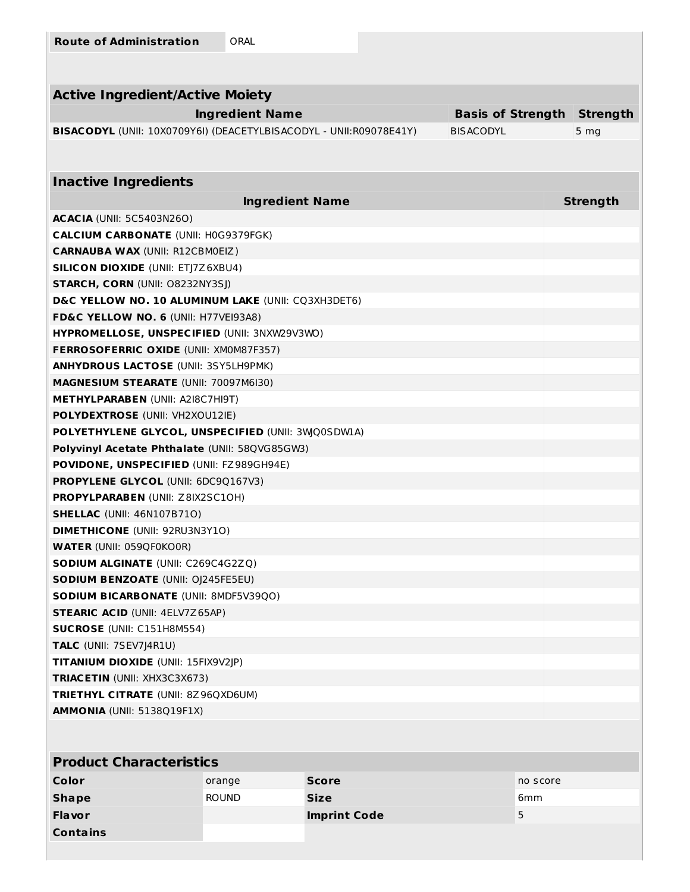| Route of Administration | ORAL |
| --- | --- |

| Active Ingredient/Active Moiety | | |
| --- | --- | --- |
| **Ingredient Name** | **Basis of Strength** | **Strength** |
| **BISACODYL** (UNII: 10X0709Y6I) (DEACETYLBISACODYL - UNII:R09078E41Y) | BISACODYL | 5 mg |

| Inactive Ingredients | |
| --- | --- |
| **Ingredient Name** | **Strength** |
| **ACACIA** (UNII: 5C5403N26O) | |
| **CALCIUM CARBONATE** (UNII: H0G9379FGK) | |
| **CARNAUBA WAX** (UNII: R12CBM0EIZ) | |
| **SILICON DIOXIDE** (UNII: ETJ7Z6XBU4) | |
| **STARCH, CORN** (UNII: O8232NY3SJ) | |
| **D&C YELLOW NO. 10 ALUMINUM LAKE** (UNII: CQ3XH3DET6) | |
| **FD&C YELLOW NO. 6** (UNII: H77VEI93A8) | |
| **HYPROMELLOSE, UNSPECIFIED** (UNII: 3NXW29V3WO) | |
| **FERROSOFERRIC OXIDE** (UNII: XM0M87F357) | |
| **ANHYDROUS LACTOSE** (UNII: 3SY5LH9PMK) | |
| **MAGNESIUM STEARATE** (UNII: 70097M6I30) | |
| **METHYLPARABEN** (UNII: A2I8C7HI9T) | |
| **POLYDEXTROSE** (UNII: VH2XOU12IE) | |
| **POLYETHYLENE GLYCOL, UNSPECIFIED** (UNII: 3WJQ0SDW1A) | |
| **Polyvinyl Acetate Phthalate** (UNII: 58QVG85GW3) | |
| **POVIDONE, UNSPECIFIED** (UNII: FZ989GH94E) | |
| **PROPYLENE GLYCOL** (UNII: 6DC9Q167V3) | |
| **PROPYLPARABEN** (UNII: Z8IX2SC1OH) | |
| **SHELLAC** (UNII: 46N107B71O) | |
| **DIMETHICONE** (UNII: 92RU3N3Y1O) | |
| **WATER** (UNII: 059QF0KO0R) | |
| **SODIUM ALGINATE** (UNII: C269C4G2ZQ) | |
| **SODIUM BENZOATE** (UNII: OJ245FE5EU) | |
| **SODIUM BICARBONATE** (UNII: 8MDF5V39QO) | |
| **STEARIC ACID** (UNII: 4ELV7Z65AP) | |
| **SUCROSE** (UNII: C151H8M554) | |
| **TALC** (UNII: 7SEV7J4R1U) | |
| **TITANIUM DIOXIDE** (UNII: 15FIX9V2JP) | |
| **TRIACETIN** (UNII: XHX3C3X673) | |
| **TRIETHYL CITRATE** (UNII: 8Z96QXD6UM) | |
| **AMMONIA** (UNII: 5138Q19F1X) | |

| Product Characteristics | | | |
| --- | --- | --- | --- |
| **Color** | orange | **Score** | no score |
| **Shape** | ROUND | **Size** | 6mm |
| **Flavor** | | **Imprint Code** | 5 |
| **Contains** | | | |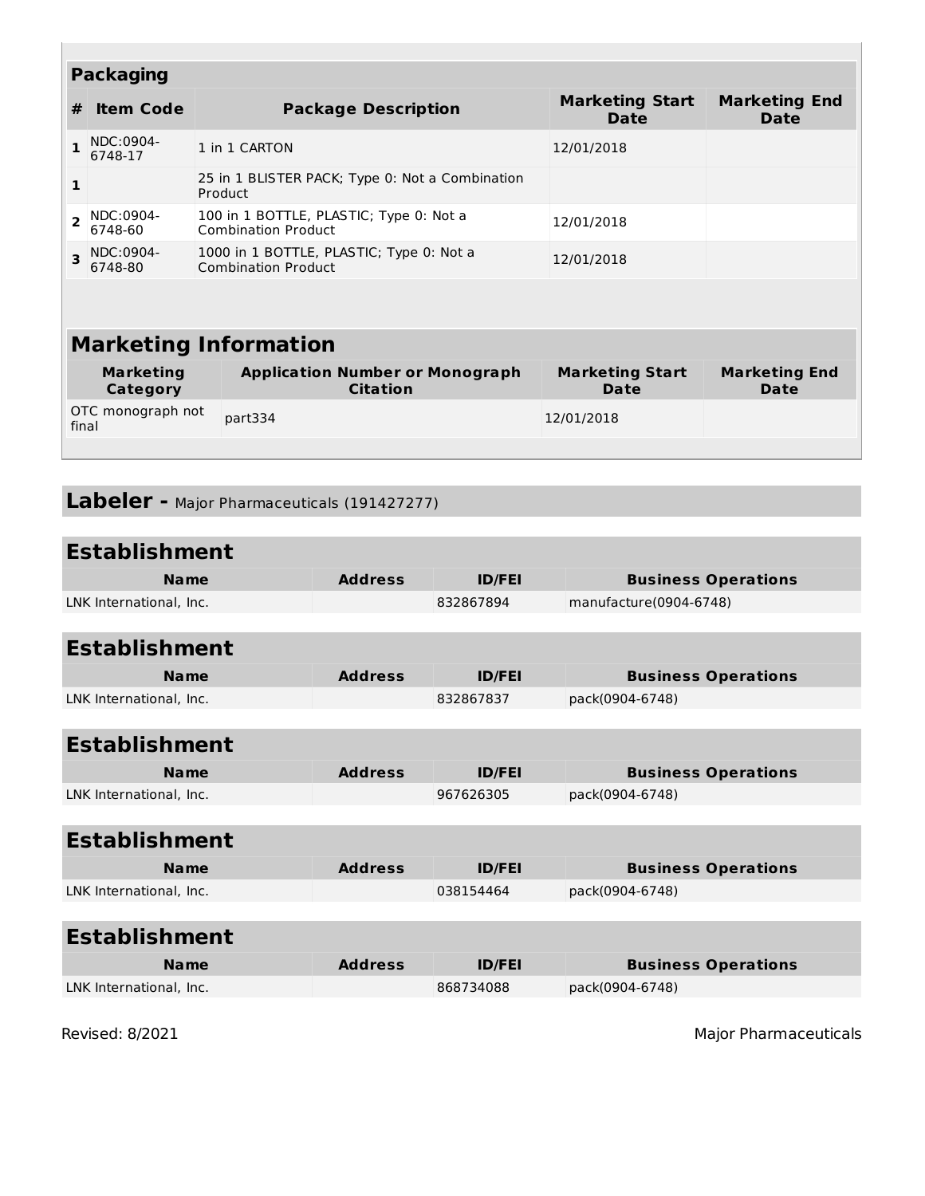### Packaging

| # | Item Code | Package Description | Marketing Start Date | Marketing End Date |
|---|---|---|---|---|
| 1 | NDC:0904-6748-17 | 1 in 1 CARTON | 12/01/2018 | |
| 1 | | 25 in 1 BLISTER PACK; Type 0: Not a Combination Product | | |
| 2 | NDC:0904-6748-60 | 100 in 1 BOTTLE, PLASTIC; Type 0: Not a Combination Product | 12/01/2018 | |
| 3 | NDC:0904-6748-80 | 1000 in 1 BOTTLE, PLASTIC; Type 0: Not a Combination Product | 12/01/2018 | |

### Marketing Information

| Marketing Category | Application Number or Monograph Citation | Marketing Start Date | Marketing End Date |
|---|---|---|---|
| OTC monograph not final | part334 | 12/01/2018 | |

## Labeler - Major Pharmaceuticals (191427277)

### Establishment

| Name | Address | ID/FEI | Business Operations |
|---|---|---|---|
| LNK International, Inc. | | 832867894 | manufacture(0904-6748) |

### Establishment

| Name | Address | ID/FEI | Business Operations |
|---|---|---|---|
| LNK International, Inc. | | 832867837 | pack(0904-6748) |

### Establishment

| Name | Address | ID/FEI | Business Operations |
|---|---|---|---|
| LNK International, Inc. | | 967626305 | pack(0904-6748) |

### Establishment

| Name | Address | ID/FEI | Business Operations |
|---|---|---|---|
| LNK International, Inc. | | 038154464 | pack(0904-6748) |

### Establishment

| Name | Address | ID/FEI | Business Operations |
|---|---|---|---|
| LNK International, Inc. | | 868734088 | pack(0904-6748) |

Revised: 8/2021

Major Pharmaceuticals